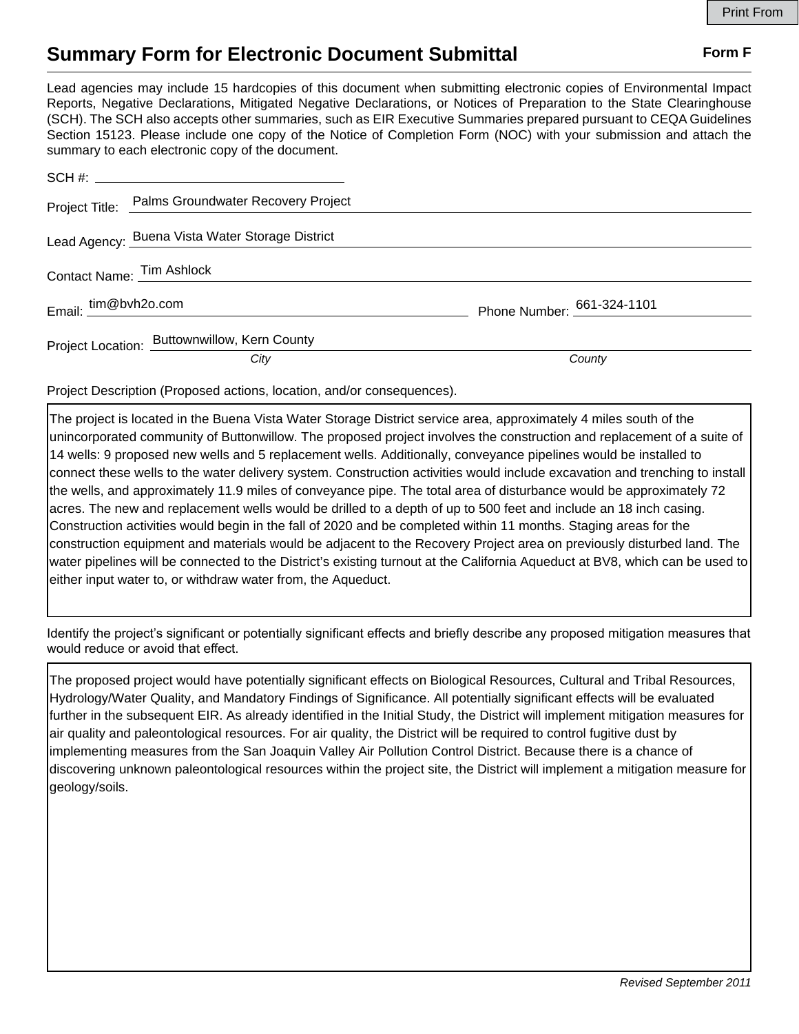# Summary Form for Electronic Document Submittal

**Form F**

Lead agencies may include 15 hardcopies of this document when submitting electronic copies of Environmental Impact Reports, Negative Declarations, Mitigated Negative Declarations, or Notices of Preparation to the State Clearinghouse (SCH). The SCH also accepts other summaries, such as EIR Executive Summaries prepared pursuant to CEQA Guidelines Section 15123. Please include one copy of the Notice of Completion Form (NOC) with your submission and attach the summary to each electronic copy of the document.

SCH #: ______________________

Project Title: Palms Groundwater Recovery Project

Lead Agency: Buena Vista Water Storage District

Contact Name: Tim Ashlock

Email: tim@bvh2o.com  Phone Number: 661-324-1101

Project Location: Buttownwillow, Kern County
*City* *County*

Project Description (Proposed actions, location, and/or consequences).

The project is located in the Buena Vista Water Storage District service area, approximately 4 miles south of the unincorporated community of Buttonwillow. The proposed project involves the construction and replacement of a suite of 14 wells: 9 proposed new wells and 5 replacement wells. Additionally, conveyance pipelines would be installed to connect these wells to the water delivery system. Construction activities would include excavation and trenching to install the wells, and approximately 11.9 miles of conveyance pipe. The total area of disturbance would be approximately 72 acres. The new and replacement wells would be drilled to a depth of up to 500 feet and include an 18 inch casing. Construction activities would begin in the fall of 2020 and be completed within 11 months. Staging areas for the construction equipment and materials would be adjacent to the Recovery Project area on previously disturbed land. The water pipelines will be connected to the District's existing turnout at the California Aqueduct at BV8, which can be used to either input water to, or withdraw water from, the Aqueduct.

Identify the project's significant or potentially significant effects and briefly describe any proposed mitigation measures that would reduce or avoid that effect.

The proposed project would have potentially significant effects on Biological Resources, Cultural and Tribal Resources, Hydrology/Water Quality, and Mandatory Findings of Significance. All potentially significant effects will be evaluated further in the subsequent EIR. As already identified in the Initial Study, the District will implement mitigation measures for air quality and paleontological resources. For air quality, the District will be required to control fugitive dust by implementing measures from the San Joaquin Valley Air Pollution Control District. Because there is a chance of discovering unknown paleontological resources within the project site, the District will implement a mitigation measure for geology/soils.

*Revised September 2011*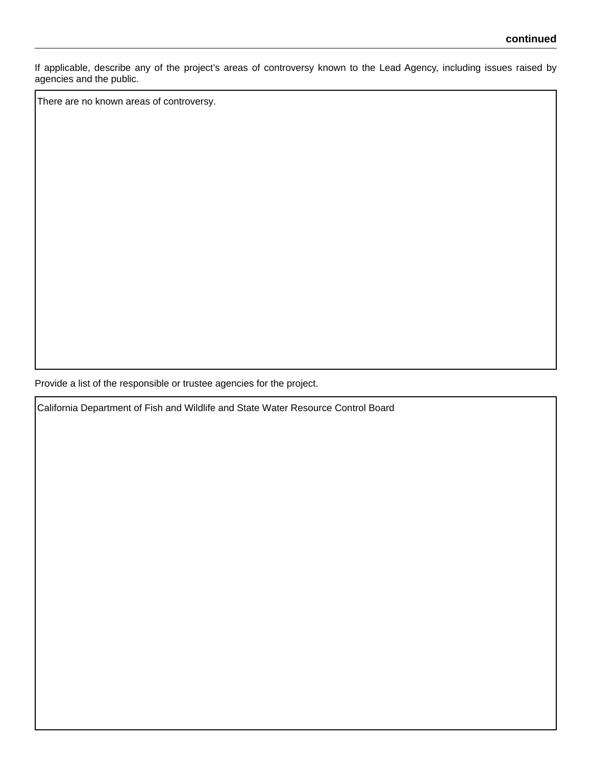**continued**

If applicable, describe any of the project's areas of controversy known to the Lead Agency, including issues raised by agencies and the public.

There are no known areas of controversy.

Provide a list of the responsible or trustee agencies for the project.

California Department of Fish and Wildlife and State Water Resource Control Board